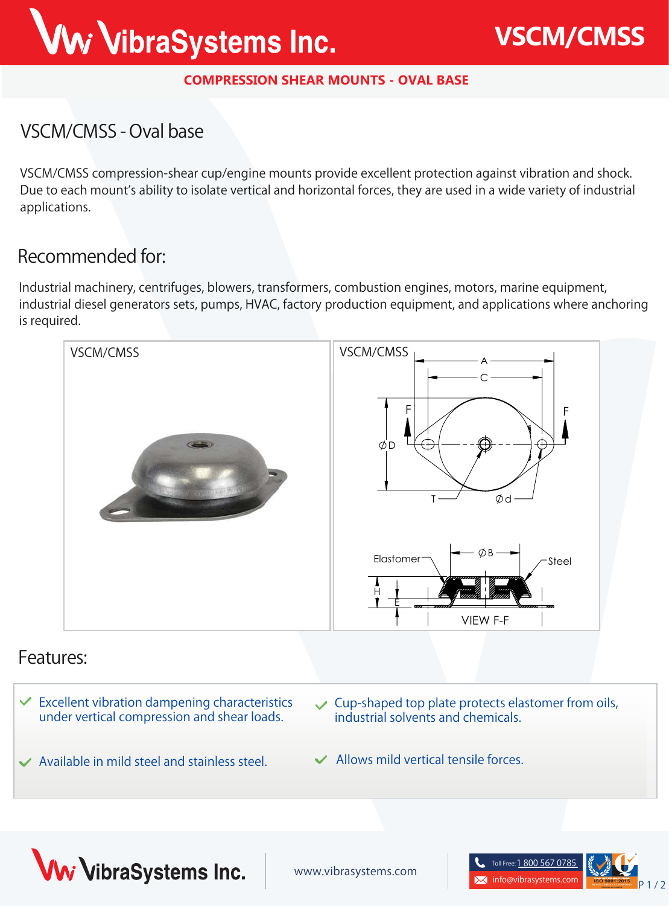# VSCM/CMSS

COMPRESSION SHEAR MOUNTS - OVAL BASE

## VSCM/CMSS - Oval base

VSCM/CMSS compression-shear cup/engine mounts provide excellent protection against vibration and shock. Due to each mount's ability to isolate vertical and horizontal forces, they are used in a wide variety of industrial applications.

## Recommended for:

Industrial machinery, centrifuges, blowers, transformers, combustion engines, motors, marine equipment, industrial diesel generators sets, pumps, HVAC, factory production equipment, and applications where anchoring is required.

VSCM/CMSS

VSCM/CMSS

A, C, F, ØD, T, Ød

Elastomer, ØB, Steel, H, E

VIEW F-F

## Features:

- Excellent vibration dampening characteristics under vertical compression and shear loads.
- Cup-shaped top plate protects elastomer from oils, industrial solvents and chemicals.
- Available in mild steel and stainless steel.
- Allows mild vertical tensile forces.

VibraSystems Inc.

www.vibrasystems.com

Toll Free: 1 800 567 0785

info@vibrasystems.com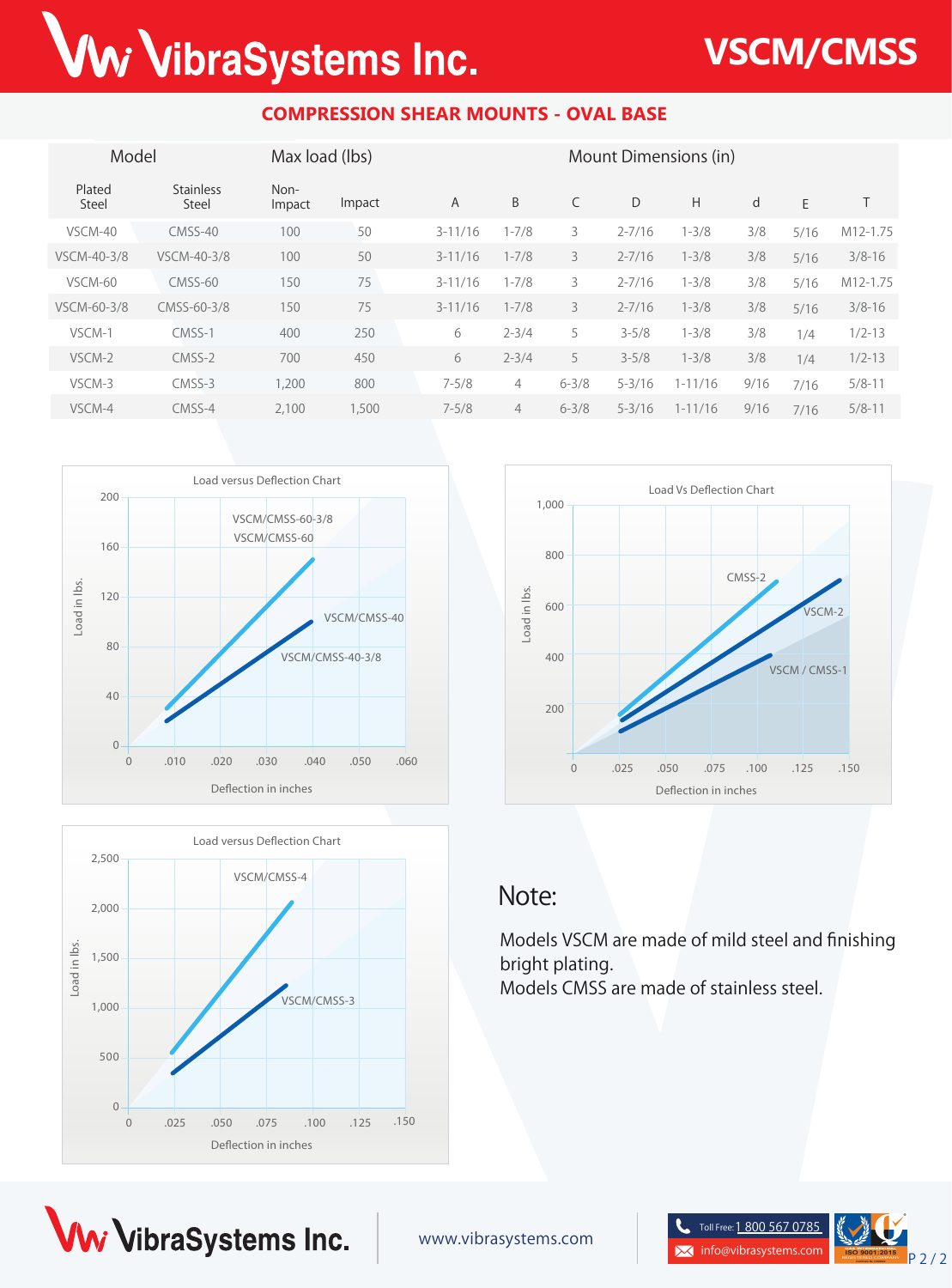# VibraSystems Inc.

# VSCM/CMSS

## COMPRESSION SHEAR MOUNTS - OVAL BASE

| Model | | Max load (lbs) | | Mount Dimensions (in) | | | | | | | |
|---|---|---|---|---|---|---|---|---|---|---|---|
| Plated Steel | Stainless Steel | Non-Impact | Impact | A | B | C | D | H | d | E | T |
| VSCM-40 | CMSS-40 | 100 | 50 | 3-11/16 | 1-7/8 | 3 | 2-7/16 | 1-3/8 | 3/8 | 5/16 | M12-1.75 |
| VSCM-40-3/8 | VSCM-40-3/8 | 100 | 50 | 3-11/16 | 1-7/8 | 3 | 2-7/16 | 1-3/8 | 3/8 | 5/16 | 3/8-16 |
| VSCM-60 | CMSS-60 | 150 | 75 | 3-11/16 | 1-7/8 | 3 | 2-7/16 | 1-3/8 | 3/8 | 5/16 | M12-1.75 |
| VSCM-60-3/8 | CMSS-60-3/8 | 150 | 75 | 3-11/16 | 1-7/8 | 3 | 2-7/16 | 1-3/8 | 3/8 | 5/16 | 3/8-16 |
| VSCM-1 | CMSS-1 | 400 | 250 | 6 | 2-3/4 | 5 | 3-5/8 | 1-3/8 | 3/8 | 1/4 | 1/2-13 |
| VSCM-2 | CMSS-2 | 700 | 450 | 6 | 2-3/4 | 5 | 3-5/8 | 1-3/8 | 3/8 | 1/4 | 1/2-13 |
| VSCM-3 | CMSS-3 | 1,200 | 800 | 7-5/8 | 4 | 6-3/8 | 5-3/16 | 1-11/16 | 9/16 | 7/16 | 5/8-11 |
| VSCM-4 | CMSS-4 | 2,100 | 1,500 | 7-5/8 | 4 | 6-3/8 | 5-3/16 | 1-11/16 | 9/16 | 7/16 | 5/8-11 |

Load versus Deflection Chart
Load in lbs.: 0, 40, 80, 120, 160, 200
Deflection in inches: 0, .010, .020, .030, .040, .050, .060
VSCM/CMSS-60-3/8
VSCM/CMSS-60
VSCM/CMSS-40
VSCM/CMSS-40-3/8

Load Vs Deflection Chart
Load in lbs.: 200, 400, 600, 800, 1,000
Deflection in inches: 0, .025, .050, .075, .100, .125, .150
CMSS-2
VSCM-2
VSCM / CMSS-1

Load versus Deflection Chart
Load in lbs.: 0, 500, 1,000, 1,500, 2,000, 2,500
Deflection in inches: 0, .025, .050, .075, .100, .125, .150
VSCM/CMSS-4
VSCM/CMSS-3

## Note:

Models VSCM are made of mild steel and finishing bright plating.
Models CMSS are made of stainless steel.

VibraSystems Inc.

www.vibrasystems.com

Toll Free: 1 800 567 0785

info@vibrasystems.com